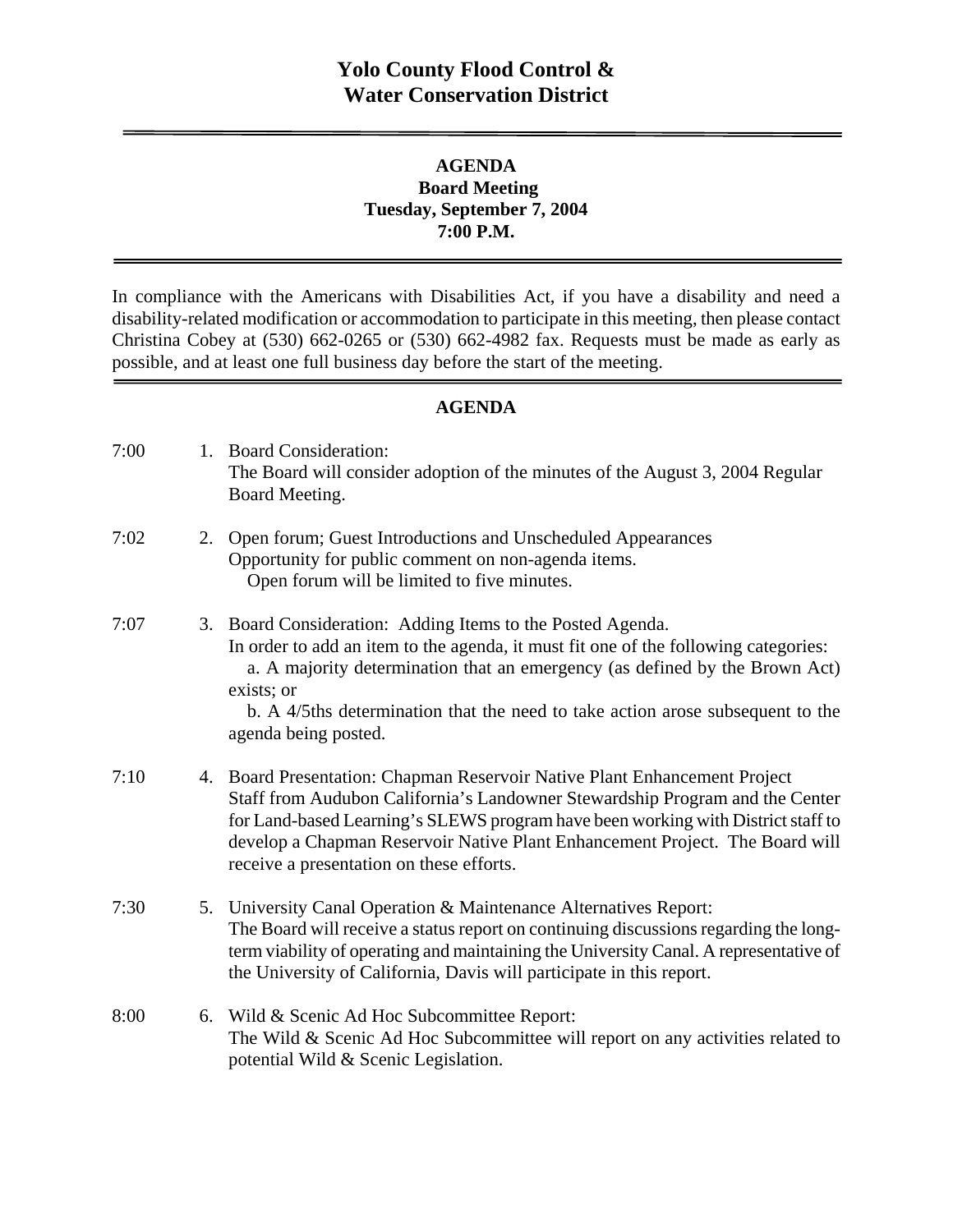# Yolo County Flood Control & Water Conservation District

---

**AGENDA**
**Board Meeting**
**Tuesday, September 7, 2004**
**7:00 P.M.**

---

In compliance with the Americans with Disabilities Act, if you have a disability and need a disability-related modification or accommodation to participate in this meeting, then please contact Christina Cobey at (530) 662-0265 or (530) 662-4982 fax. Requests must be made as early as possible, and at least one full business day before the start of the meeting.

---

## AGENDA

7:00 1. Board Consideration:
The Board will consider adoption of the minutes of the August 3, 2004 Regular Board Meeting.

7:02 2. Open forum; Guest Introductions and Unscheduled Appearances
Opportunity for public comment on non-agenda items.
Open forum will be limited to five minutes.

7:07 3. Board Consideration: Adding Items to the Posted Agenda.
In order to add an item to the agenda, it must fit one of the following categories:
a. A majority determination that an emergency (as defined by the Brown Act) exists; or
b. A 4/5ths determination that the need to take action arose subsequent to the agenda being posted.

7:10 4. Board Presentation: Chapman Reservoir Native Plant Enhancement Project
Staff from Audubon California's Landowner Stewardship Program and the Center for Land-based Learning's SLEWS program have been working with District staff to develop a Chapman Reservoir Native Plant Enhancement Project. The Board will receive a presentation on these efforts.

7:30 5. University Canal Operation & Maintenance Alternatives Report:
The Board will receive a status report on continuing discussions regarding the long-term viability of operating and maintaining the University Canal. A representative of the University of California, Davis will participate in this report.

8:00 6. Wild & Scenic Ad Hoc Subcommittee Report:
The Wild & Scenic Ad Hoc Subcommittee will report on any activities related to potential Wild & Scenic Legislation.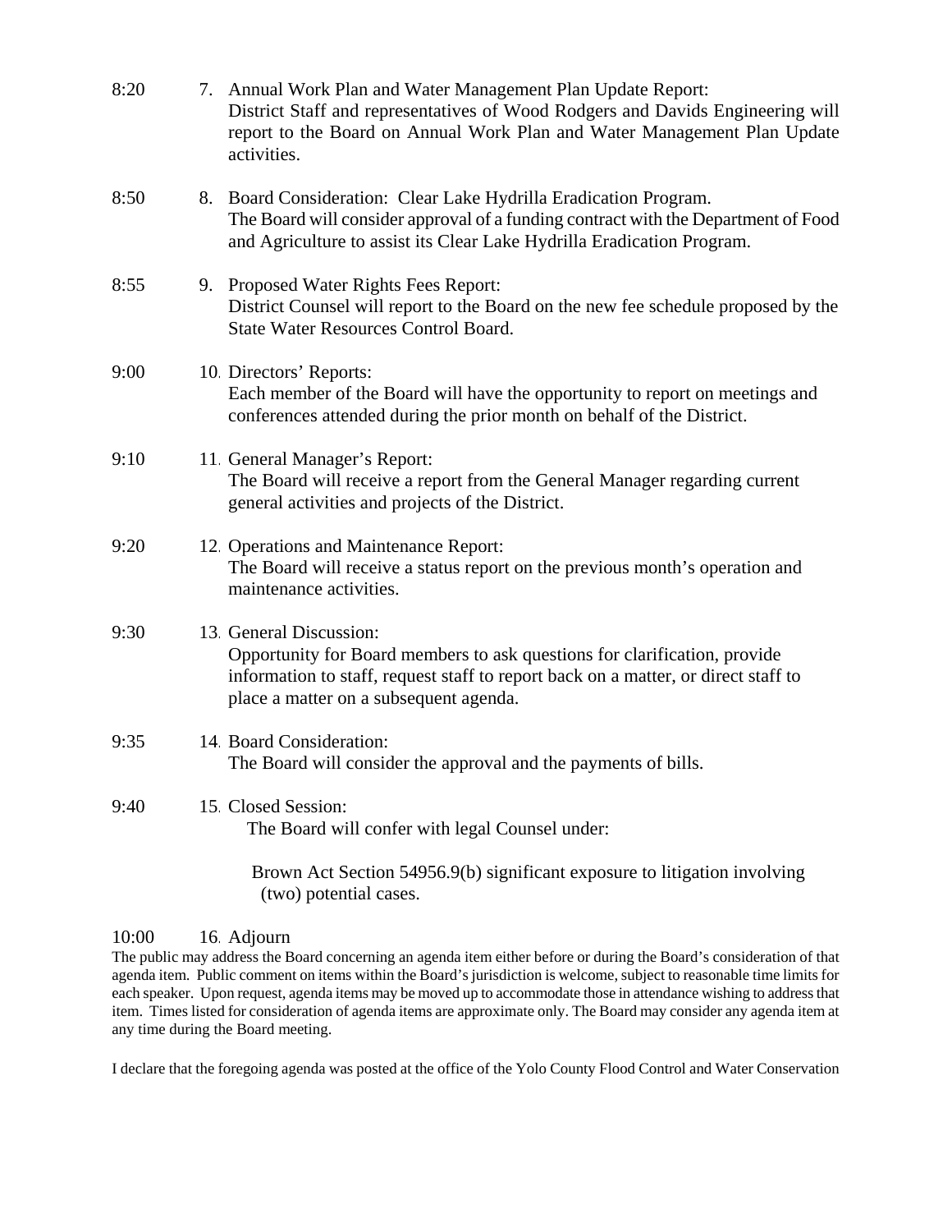8:20 7. Annual Work Plan and Water Management Plan Update Report:
District Staff and representatives of Wood Rodgers and Davids Engineering will report to the Board on Annual Work Plan and Water Management Plan Update activities.

8:50 8. Board Consideration: Clear Lake Hydrilla Eradication Program.
The Board will consider approval of a funding contract with the Department of Food and Agriculture to assist its Clear Lake Hydrilla Eradication Program.

8:55 9. Proposed Water Rights Fees Report:
District Counsel will report to the Board on the new fee schedule proposed by the State Water Resources Control Board.

9:00 10. Directors' Reports:
Each member of the Board will have the opportunity to report on meetings and conferences attended during the prior month on behalf of the District.

9:10 11. General Manager's Report:
The Board will receive a report from the General Manager regarding current general activities and projects of the District.

9:20 12. Operations and Maintenance Report:
The Board will receive a status report on the previous month's operation and maintenance activities.

9:30 13. General Discussion:
Opportunity for Board members to ask questions for clarification, provide information to staff, request staff to report back on a matter, or direct staff to place a matter on a subsequent agenda.

9:35 14. Board Consideration:
The Board will consider the approval and the payments of bills.

9:40 15. Closed Session:
The Board will confer with legal Counsel under:

Brown Act Section 54956.9(b) significant exposure to litigation involving (two) potential cases.

10:00 16. Adjourn

The public may address the Board concerning an agenda item either before or during the Board's consideration of that agenda item. Public comment on items within the Board's jurisdiction is welcome, subject to reasonable time limits for each speaker. Upon request, agenda items may be moved up to accommodate those in attendance wishing to address that item. Times listed for consideration of agenda items are approximate only. The Board may consider any agenda item at any time during the Board meeting.

I declare that the foregoing agenda was posted at the office of the Yolo County Flood Control and Water Conservation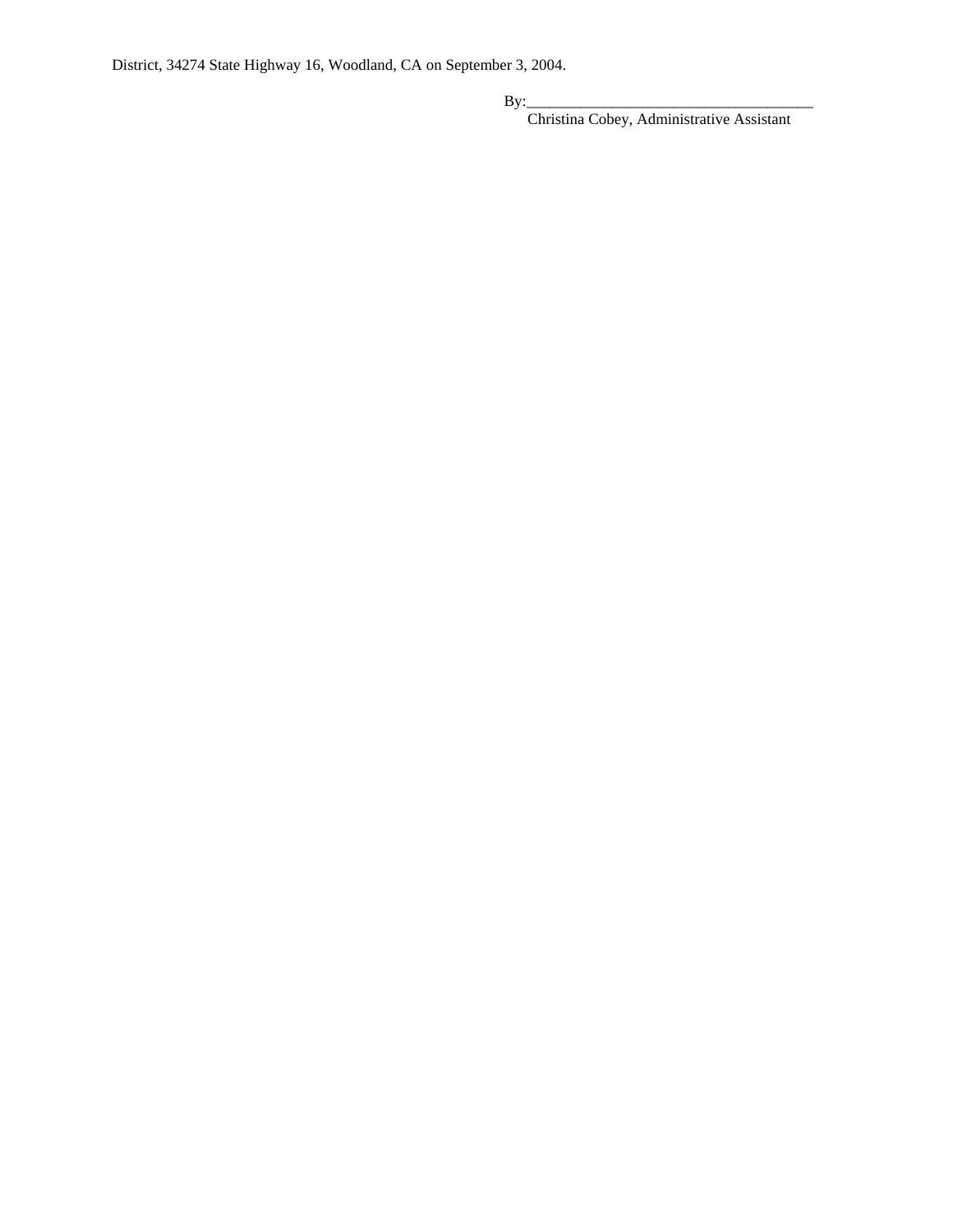District, 34274 State Highway 16, Woodland, CA on September 3, 2004.

By:_____________________________________
Christina Cobey, Administrative Assistant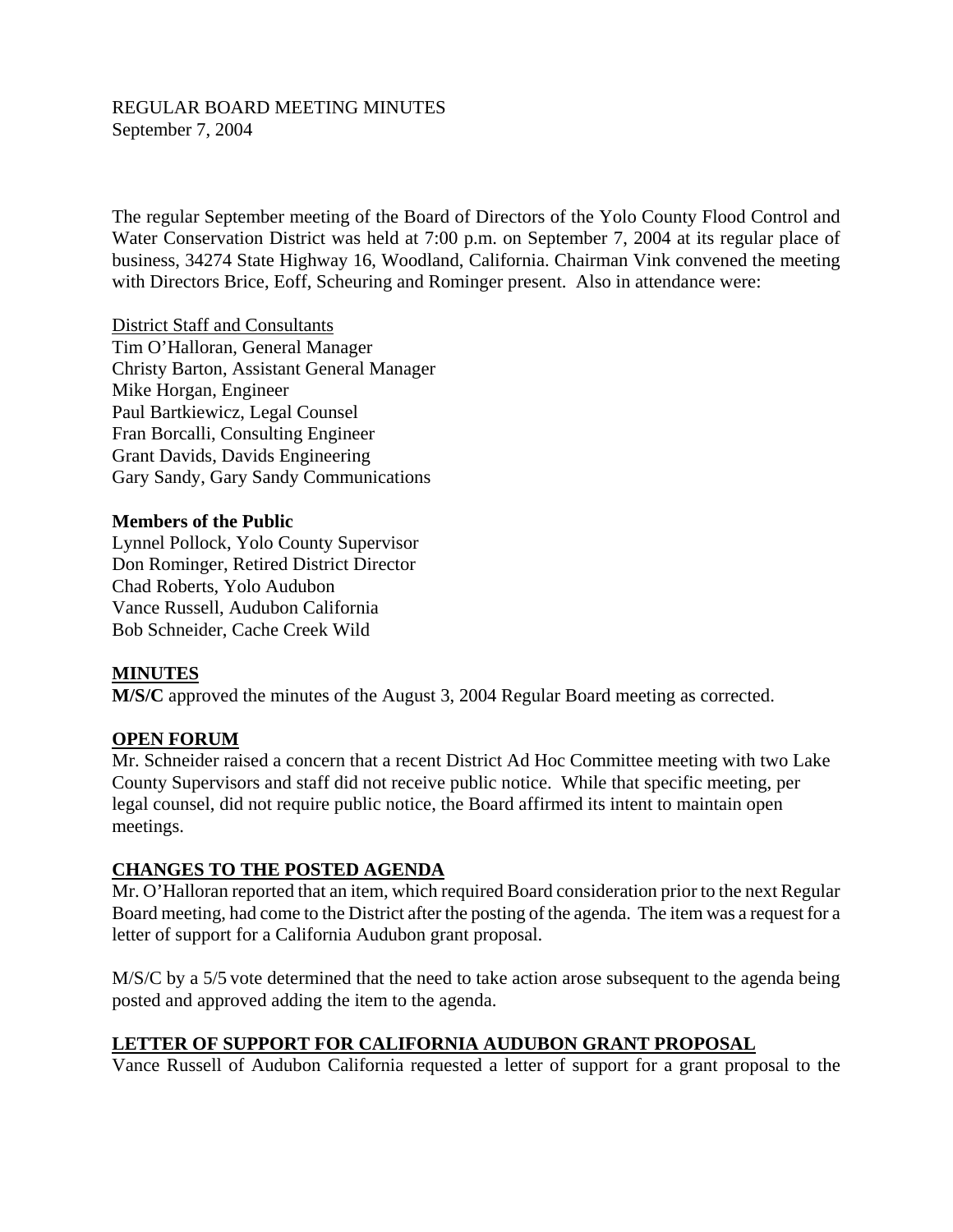REGULAR BOARD MEETING MINUTES
September 7, 2004

The regular September meeting of the Board of Directors of the Yolo County Flood Control and Water Conservation District was held at 7:00 p.m. on September 7, 2004 at its regular place of business, 34274 State Highway 16, Woodland, California. Chairman Vink convened the meeting with Directors Brice, Eoff, Scheuring and Rominger present. Also in attendance were:

District Staff and Consultants
Tim O'Halloran, General Manager
Christy Barton, Assistant General Manager
Mike Horgan, Engineer
Paul Bartkiewicz, Legal Counsel
Fran Borcalli, Consulting Engineer
Grant Davids, Davids Engineering
Gary Sandy, Gary Sandy Communications

**Members of the Public**
Lynnel Pollock, Yolo County Supervisor
Don Rominger, Retired District Director
Chad Roberts, Yolo Audubon
Vance Russell, Audubon California
Bob Schneider, Cache Creek Wild

**MINUTES**

**M/S/C** approved the minutes of the August 3, 2004 Regular Board meeting as corrected.

**OPEN FORUM**

Mr. Schneider raised a concern that a recent District Ad Hoc Committee meeting with two Lake County Supervisors and staff did not receive public notice. While that specific meeting, per legal counsel, did not require public notice, the Board affirmed its intent to maintain open meetings.

**CHANGES TO THE POSTED AGENDA**

Mr. O'Halloran reported that an item, which required Board consideration prior to the next Regular Board meeting, had come to the District after the posting of the agenda. The item was a request for a letter of support for a California Audubon grant proposal.

M/S/C by a 5/5 vote determined that the need to take action arose subsequent to the agenda being posted and approved adding the item to the agenda.

**LETTER OF SUPPORT FOR CALIFORNIA AUDUBON GRANT PROPOSAL**

Vance Russell of Audubon California requested a letter of support for a grant proposal to the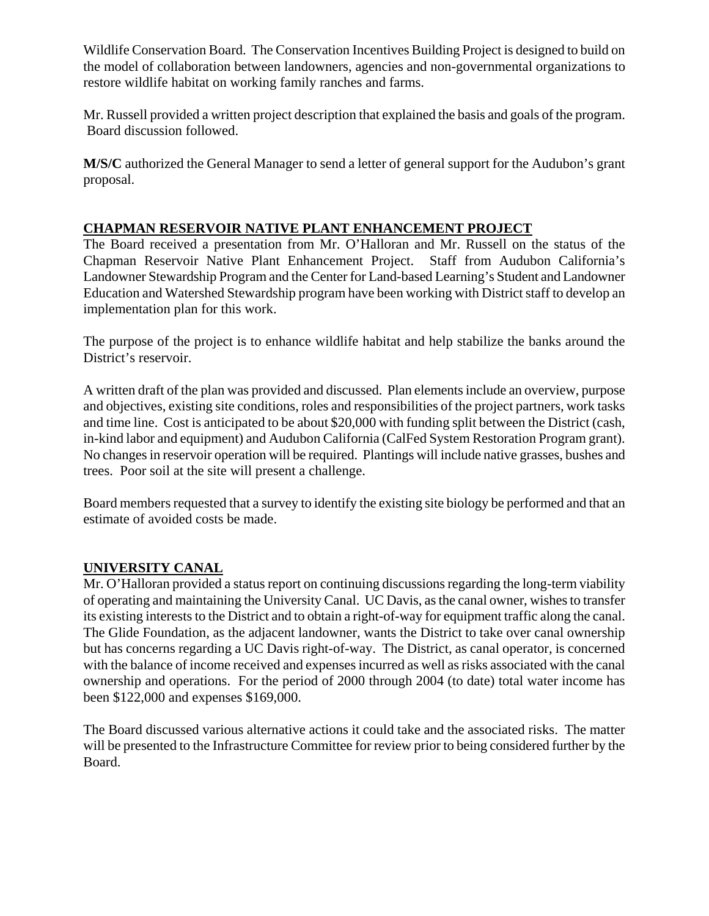Wildlife Conservation Board. The Conservation Incentives Building Project is designed to build on the model of collaboration between landowners, agencies and non-governmental organizations to restore wildlife habitat on working family ranches and farms.

Mr. Russell provided a written project description that explained the basis and goals of the program. Board discussion followed.

**M/S/C** authorized the General Manager to send a letter of general support for the Audubon's grant proposal.

## CHAPMAN RESERVOIR NATIVE PLANT ENHANCEMENT PROJECT

The Board received a presentation from Mr. O'Halloran and Mr. Russell on the status of the Chapman Reservoir Native Plant Enhancement Project. Staff from Audubon California's Landowner Stewardship Program and the Center for Land-based Learning's Student and Landowner Education and Watershed Stewardship program have been working with District staff to develop an implementation plan for this work.

The purpose of the project is to enhance wildlife habitat and help stabilize the banks around the District's reservoir.

A written draft of the plan was provided and discussed. Plan elements include an overview, purpose and objectives, existing site conditions, roles and responsibilities of the project partners, work tasks and time line. Cost is anticipated to be about $20,000 with funding split between the District (cash, in-kind labor and equipment) and Audubon California (CalFed System Restoration Program grant). No changes in reservoir operation will be required. Plantings will include native grasses, bushes and trees. Poor soil at the site will present a challenge.

Board members requested that a survey to identify the existing site biology be performed and that an estimate of avoided costs be made.

## UNIVERSITY CANAL

Mr. O'Halloran provided a status report on continuing discussions regarding the long-term viability of operating and maintaining the University Canal. UC Davis, as the canal owner, wishes to transfer its existing interests to the District and to obtain a right-of-way for equipment traffic along the canal. The Glide Foundation, as the adjacent landowner, wants the District to take over canal ownership but has concerns regarding a UC Davis right-of-way. The District, as canal operator, is concerned with the balance of income received and expenses incurred as well as risks associated with the canal ownership and operations. For the period of 2000 through 2004 (to date) total water income has been $122,000 and expenses $169,000.

The Board discussed various alternative actions it could take and the associated risks. The matter will be presented to the Infrastructure Committee for review prior to being considered further by the Board.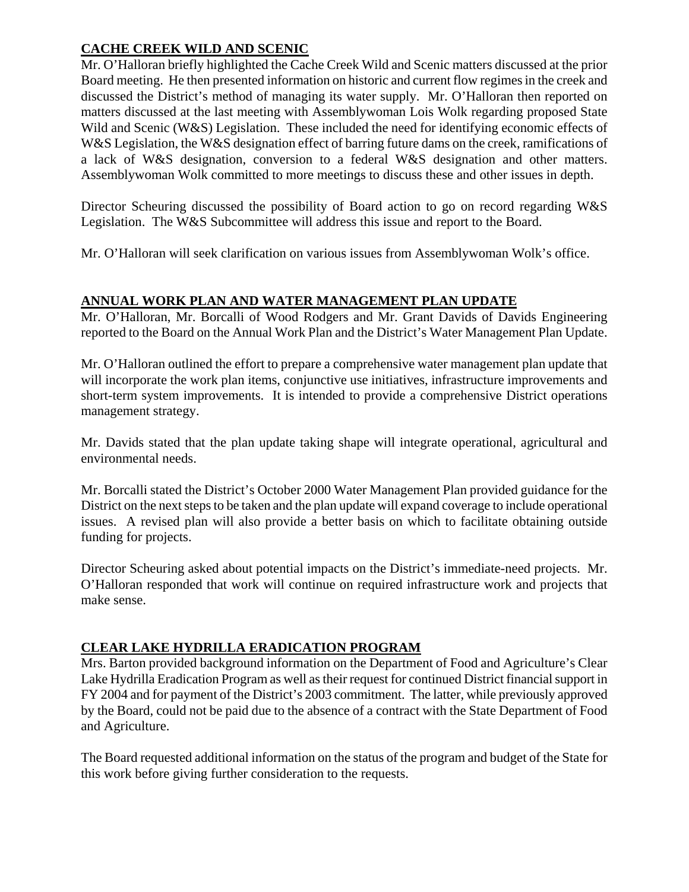**CACHE CREEK WILD AND SCENIC**

Mr. O'Halloran briefly highlighted the Cache Creek Wild and Scenic matters discussed at the prior Board meeting. He then presented information on historic and current flow regimes in the creek and discussed the District's method of managing its water supply. Mr. O'Halloran then reported on matters discussed at the last meeting with Assemblywoman Lois Wolk regarding proposed State Wild and Scenic (W&S) Legislation. These included the need for identifying economic effects of W&S Legislation, the W&S designation effect of barring future dams on the creek, ramifications of a lack of W&S designation, conversion to a federal W&S designation and other matters. Assemblywoman Wolk committed to more meetings to discuss these and other issues in depth.

Director Scheuring discussed the possibility of Board action to go on record regarding W&S Legislation. The W&S Subcommittee will address this issue and report to the Board.

Mr. O'Halloran will seek clarification on various issues from Assemblywoman Wolk's office.

**ANNUAL WORK PLAN AND WATER MANAGEMENT PLAN UPDATE**

Mr. O'Halloran, Mr. Borcalli of Wood Rodgers and Mr. Grant Davids of Davids Engineering reported to the Board on the Annual Work Plan and the District's Water Management Plan Update.

Mr. O'Halloran outlined the effort to prepare a comprehensive water management plan update that will incorporate the work plan items, conjunctive use initiatives, infrastructure improvements and short-term system improvements. It is intended to provide a comprehensive District operations management strategy.

Mr. Davids stated that the plan update taking shape will integrate operational, agricultural and environmental needs.

Mr. Borcalli stated the District's October 2000 Water Management Plan provided guidance for the District on the next steps to be taken and the plan update will expand coverage to include operational issues. A revised plan will also provide a better basis on which to facilitate obtaining outside funding for projects.

Director Scheuring asked about potential impacts on the District's immediate-need projects. Mr. O'Halloran responded that work will continue on required infrastructure work and projects that make sense.

**CLEAR LAKE HYDRILLA ERADICATION PROGRAM**

Mrs. Barton provided background information on the Department of Food and Agriculture's Clear Lake Hydrilla Eradication Program as well as their request for continued District financial support in FY 2004 and for payment of the District's 2003 commitment. The latter, while previously approved by the Board, could not be paid due to the absence of a contract with the State Department of Food and Agriculture.

The Board requested additional information on the status of the program and budget of the State for this work before giving further consideration to the requests.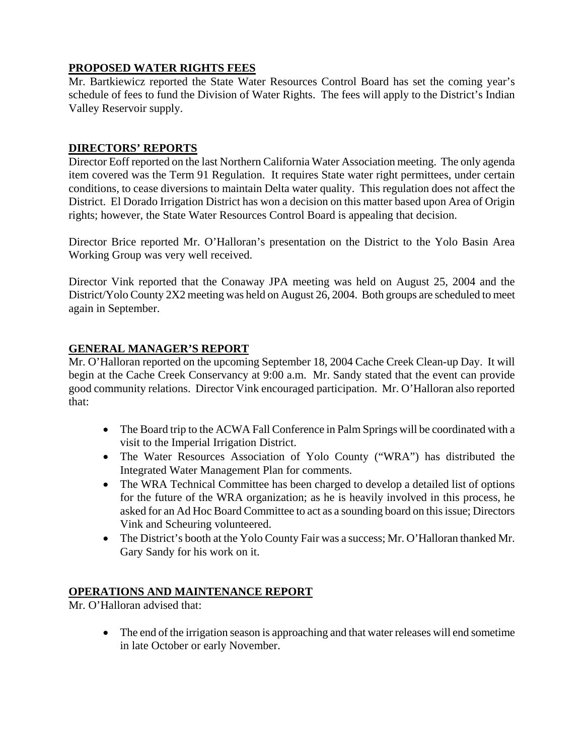## **PROPOSED WATER RIGHTS FEES**

Mr. Bartkiewicz reported the State Water Resources Control Board has set the coming year's schedule of fees to fund the Division of Water Rights. The fees will apply to the District's Indian Valley Reservoir supply.

## **DIRECTORS' REPORTS**

Director Eoff reported on the last Northern California Water Association meeting. The only agenda item covered was the Term 91 Regulation. It requires State water right permittees, under certain conditions, to cease diversions to maintain Delta water quality. This regulation does not affect the District. El Dorado Irrigation District has won a decision on this matter based upon Area of Origin rights; however, the State Water Resources Control Board is appealing that decision.

Director Brice reported Mr. O'Halloran's presentation on the District to the Yolo Basin Area Working Group was very well received.

Director Vink reported that the Conaway JPA meeting was held on August 25, 2004 and the District/Yolo County 2X2 meeting was held on August 26, 2004. Both groups are scheduled to meet again in September.

## **GENERAL MANAGER'S REPORT**

Mr. O'Halloran reported on the upcoming September 18, 2004 Cache Creek Clean-up Day. It will begin at the Cache Creek Conservancy at 9:00 a.m. Mr. Sandy stated that the event can provide good community relations. Director Vink encouraged participation. Mr. O'Halloran also reported that:

- The Board trip to the ACWA Fall Conference in Palm Springs will be coordinated with a visit to the Imperial Irrigation District.
- The Water Resources Association of Yolo County ("WRA") has distributed the Integrated Water Management Plan for comments.
- The WRA Technical Committee has been charged to develop a detailed list of options for the future of the WRA organization; as he is heavily involved in this process, he asked for an Ad Hoc Board Committee to act as a sounding board on this issue; Directors Vink and Scheuring volunteered.
- The District's booth at the Yolo County Fair was a success; Mr. O'Halloran thanked Mr. Gary Sandy for his work on it.

## **OPERATIONS AND MAINTENANCE REPORT**

Mr. O'Halloran advised that:

- The end of the irrigation season is approaching and that water releases will end sometime in late October or early November.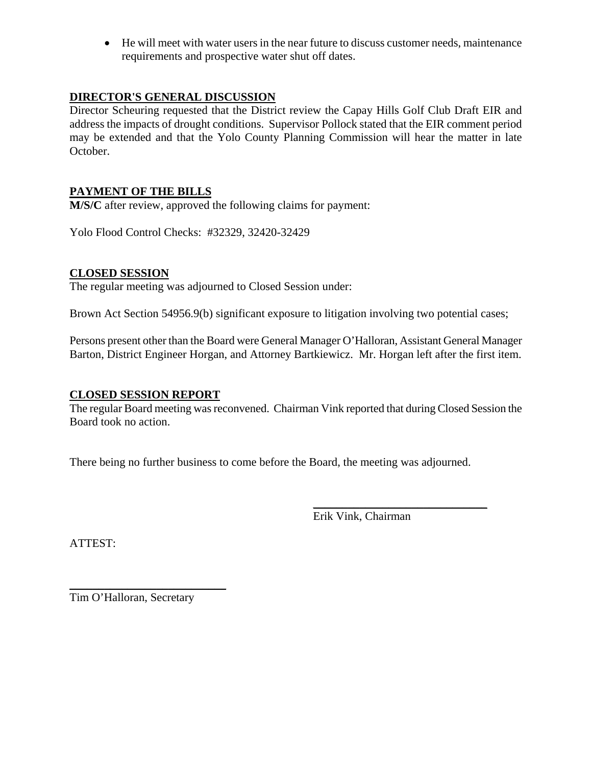- He will meet with water users in the near future to discuss customer needs, maintenance requirements and prospective water shut off dates.

## DIRECTOR'S GENERAL DISCUSSION

Director Scheuring requested that the District review the Capay Hills Golf Club Draft EIR and address the impacts of drought conditions. Supervisor Pollock stated that the EIR comment period may be extended and that the Yolo County Planning Commission will hear the matter in late October.

## PAYMENT OF THE BILLS

**M/S/C** after review, approved the following claims for payment:

Yolo Flood Control Checks: #32329, 32420-32429

## CLOSED SESSION

The regular meeting was adjourned to Closed Session under:

Brown Act Section 54956.9(b) significant exposure to litigation involving two potential cases;

Persons present other than the Board were General Manager O'Halloran, Assistant General Manager Barton, District Engineer Horgan, and Attorney Bartkiewicz. Mr. Horgan left after the first item.

## CLOSED SESSION REPORT

The regular Board meeting was reconvened. Chairman Vink reported that during Closed Session the Board took no action.

There being no further business to come before the Board, the meeting was adjourned.

\_\_\_\_\_\_\_\_\_\_\_\_\_\_\_\_\_\_\_\_\_\_\_\_\_\_\_\_\_\_
Erik Vink, Chairman

ATTEST:

\_\_\_\_\_\_\_\_\_\_\_\_\_\_\_\_\_\_\_\_\_\_\_\_\_\_\_\_\_\_
Tim O'Halloran, Secretary